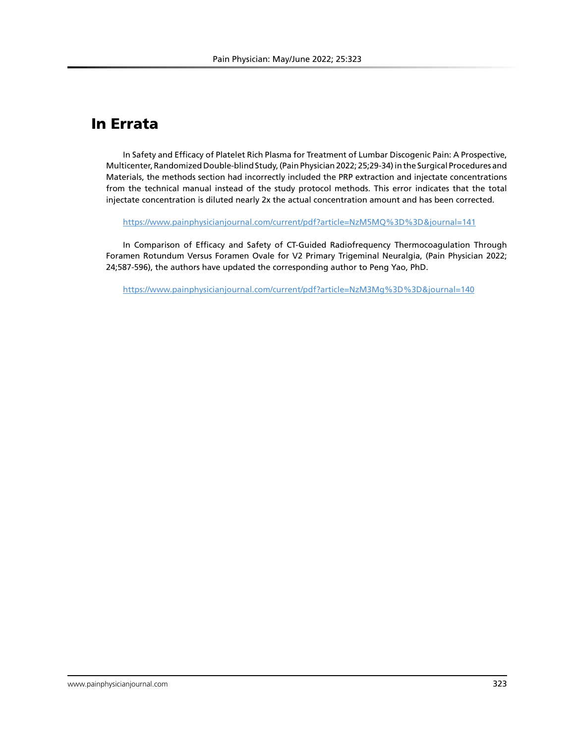# In Errata

In Safety and Efficacy of Platelet Rich Plasma for Treatment of Lumbar Discogenic Pain: A Prospective, Multicenter, Randomized Double-blind Study, (Pain Physician 2022; 25;29-34) in the Surgical Procedures and Materials, the methods section had incorrectly included the PRP extraction and injectate concentrations from the technical manual instead of the study protocol methods. This error indicates that the total injectate concentration is diluted nearly 2x the actual concentration amount and has been corrected.

https://www.painphysicianjournal.com/current/pdf?article=NzM5MQ%3D%3D&journal=141

In Comparison of Efficacy and Safety of CT-Guided Radiofrequency Thermocoagulation Through Foramen Rotundum Versus Foramen Ovale for V2 Primary Trigeminal Neuralgia, (Pain Physician 2022; 24;587-596), the authors have updated the corresponding author to Peng Yao, PhD.

https://www.painphysicianjournal.com/current/pdf?article=NzM3Mg%3D%3D&journal=140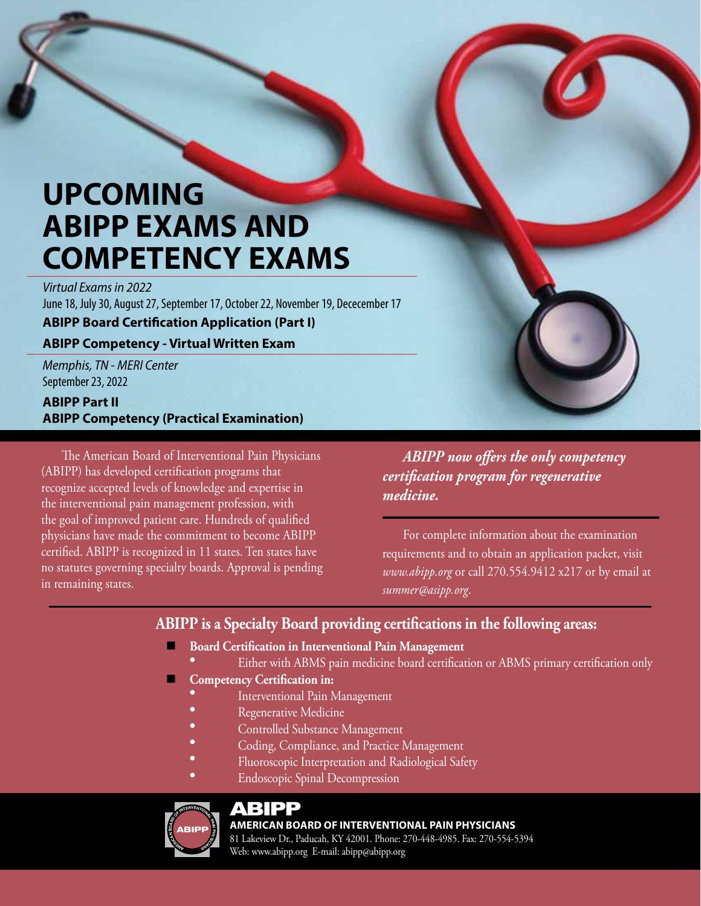# UPCOMING ABIPP EXAMS AND COMPETENCY EXAMS

*Virtual Exams in 2022*

June 18, July 30, August 27, September 17, October 22, November 19, Dececember 17

**ABIPP Board Certification Application (Part I)**

**ABIPP Competency - Virtual Written Exam**

*Memphis, TN - MERI Center*

September 23, 2022

**ABIPP Part II**

**ABIPP Competency (Practical Examination)**

The American Board of Interventional Pain Physicians (ABIPP) has developed certification programs that recognize accepted levels of knowledge and expertise in the interventional pain management profession, with the goal of improved patient care. Hundreds of qualified physicians have made the commitment to become ABIPP certified. ABIPP is recognized in 11 states. Ten states have no statutes governing specialty boards. Approval is pending in remaining states.

***ABIPP now offers the only competency certification program for regenerative medicine.***

For complete information about the examination requirements and to obtain an application packet, visit *www.abipp.org* or call 270.554.9412 x217 or by email at *summer@asipp.org*.

## ABIPP is a Specialty Board providing certifications in the following areas:

- **Board Certification in Interventional Pain Management**
  - Either with ABMS pain medicine board certification or ABMS primary certification only
- **Competency Certification in:**
  - Interventional Pain Management
  - Regenerative Medicine
  - Controlled Substance Management
  - Coding, Compliance, and Practice Management
  - Fluoroscopic Interpretation and Radiological Safety
  - Endoscopic Spinal Decompression

**ABIPP**

**AMERICAN BOARD OF INTERVENTIONAL PAIN PHYSICIANS**

81 Lakeview Dr., Paducah, KY 42001. Phone: 270-448-4985. Fax: 270-554-5394

Web: www.abipp.org E-mail: abipp@abipp.org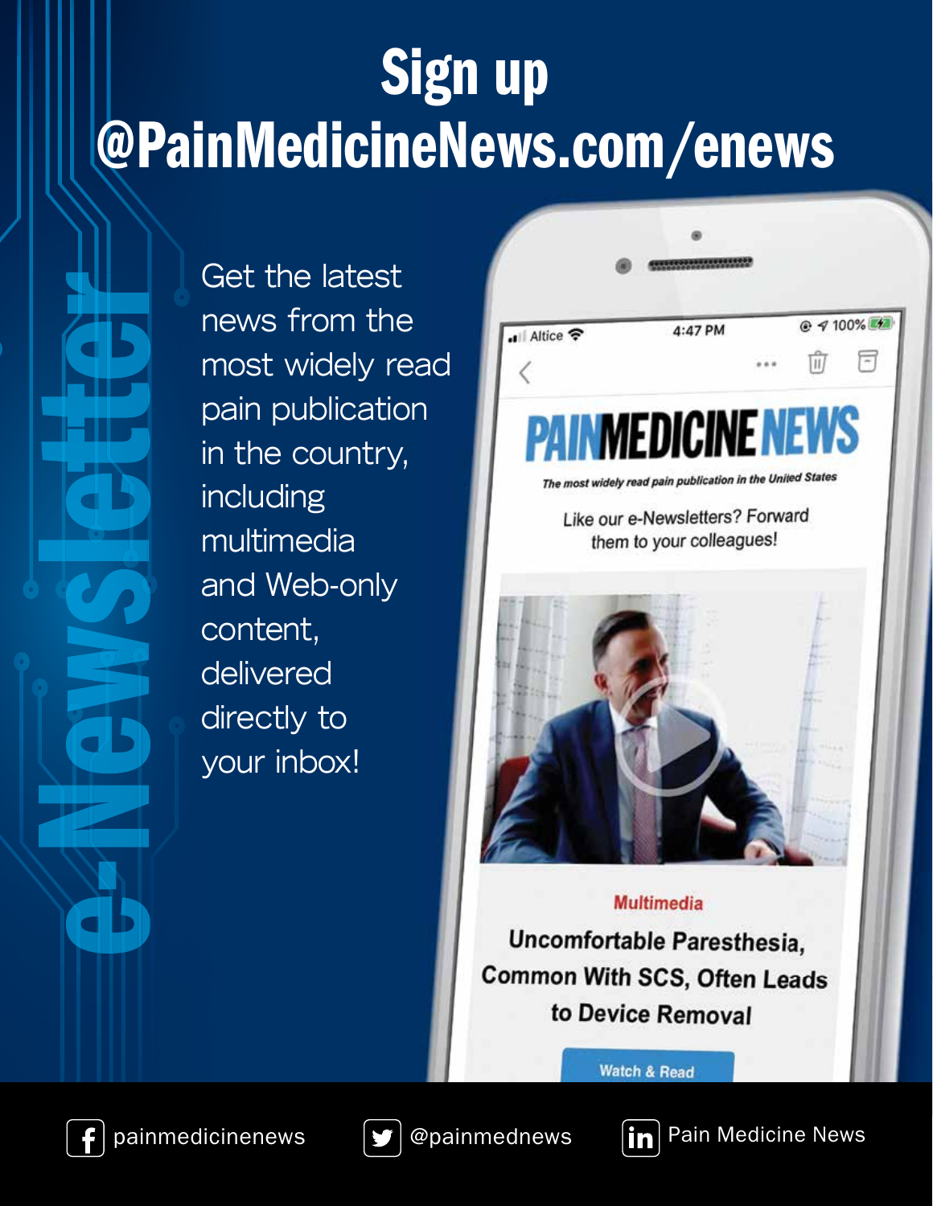# Sign up @PainMedicineNews.com/enews

e-Newsletter

Get the latest news from the most widely read pain publication in the country, including multimedia and Web-only content, delivered directly to your inbox!

Altice 4:47 PM 100%

PAINMEDICINE NEWS

*The most widely read pain publication in the United States*

Like our e-Newsletters? Forward them to your colleagues!

Multimedia

**Uncomfortable Paresthesia, Common With SCS, Often Leads to Device Removal**

Watch & Read

painmedicinenews | @painmednews | Pain Medicine News